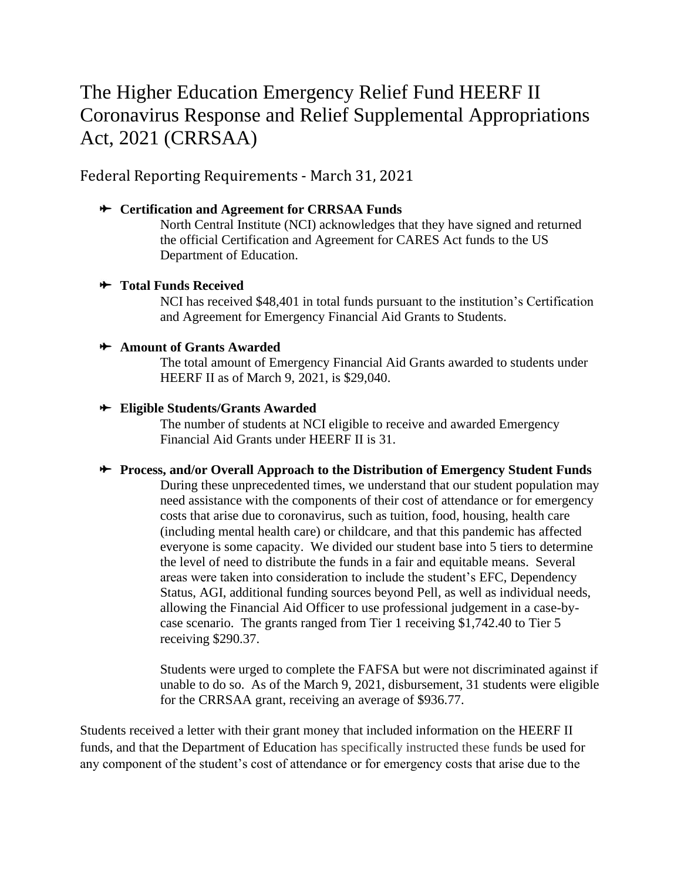# The Higher Education Emergency Relief Fund HEERF II Coronavirus Response and Relief Supplemental Appropriations Act, 2021 (CRRSAA)

## Federal Reporting Requirements - March 31, 2021

- **Certification and Agreement for CRRSAA Funds**

  North Central Institute (NCI) acknowledges that they have signed and returned the official Certification and Agreement for CARES Act funds to the US Department of Education.

- **Total Funds Received**

  NCI has received $48,401 in total funds pursuant to the institution's Certification and Agreement for Emergency Financial Aid Grants to Students.

- **Amount of Grants Awarded**

  The total amount of Emergency Financial Aid Grants awarded to students under HEERF II as of March 9, 2021, is $29,040.

- **Eligible Students/Grants Awarded**

  The number of students at NCI eligible to receive and awarded Emergency Financial Aid Grants under HEERF II is 31.

- **Process, and/or Overall Approach to the Distribution of Emergency Student Funds**

  During these unprecedented times, we understand that our student population may need assistance with the components of their cost of attendance or for emergency costs that arise due to coronavirus, such as tuition, food, housing, health care (including mental health care) or childcare, and that this pandemic has affected everyone is some capacity. We divided our student base into 5 tiers to determine the level of need to distribute the funds in a fair and equitable means. Several areas were taken into consideration to include the student's EFC, Dependency Status, AGI, additional funding sources beyond Pell, as well as individual needs, allowing the Financial Aid Officer to use professional judgement in a case-by-case scenario. The grants ranged from Tier 1 receiving $1,742.40 to Tier 5 receiving $290.37.

  Students were urged to complete the FAFSA but were not discriminated against if unable to do so. As of the March 9, 2021, disbursement, 31 students were eligible for the CRRSAA grant, receiving an average of $936.77.

Students received a letter with their grant money that included information on the HEERF II funds, and that the Department of Education has specifically instructed these funds be used for any component of the student's cost of attendance or for emergency costs that arise due to the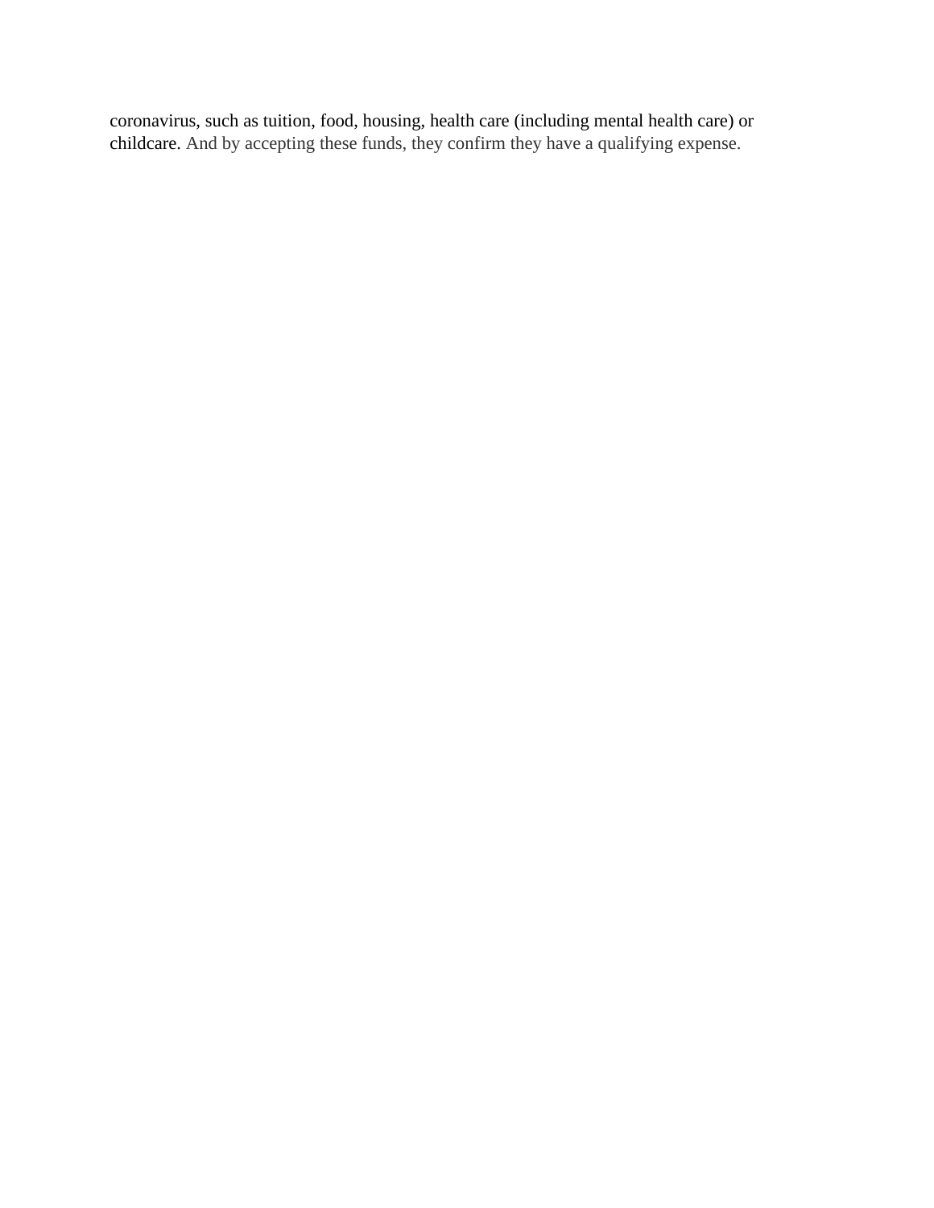coronavirus, such as tuition, food, housing, health care (including mental health care) or childcare. And by accepting these funds, they confirm they have a qualifying expense.